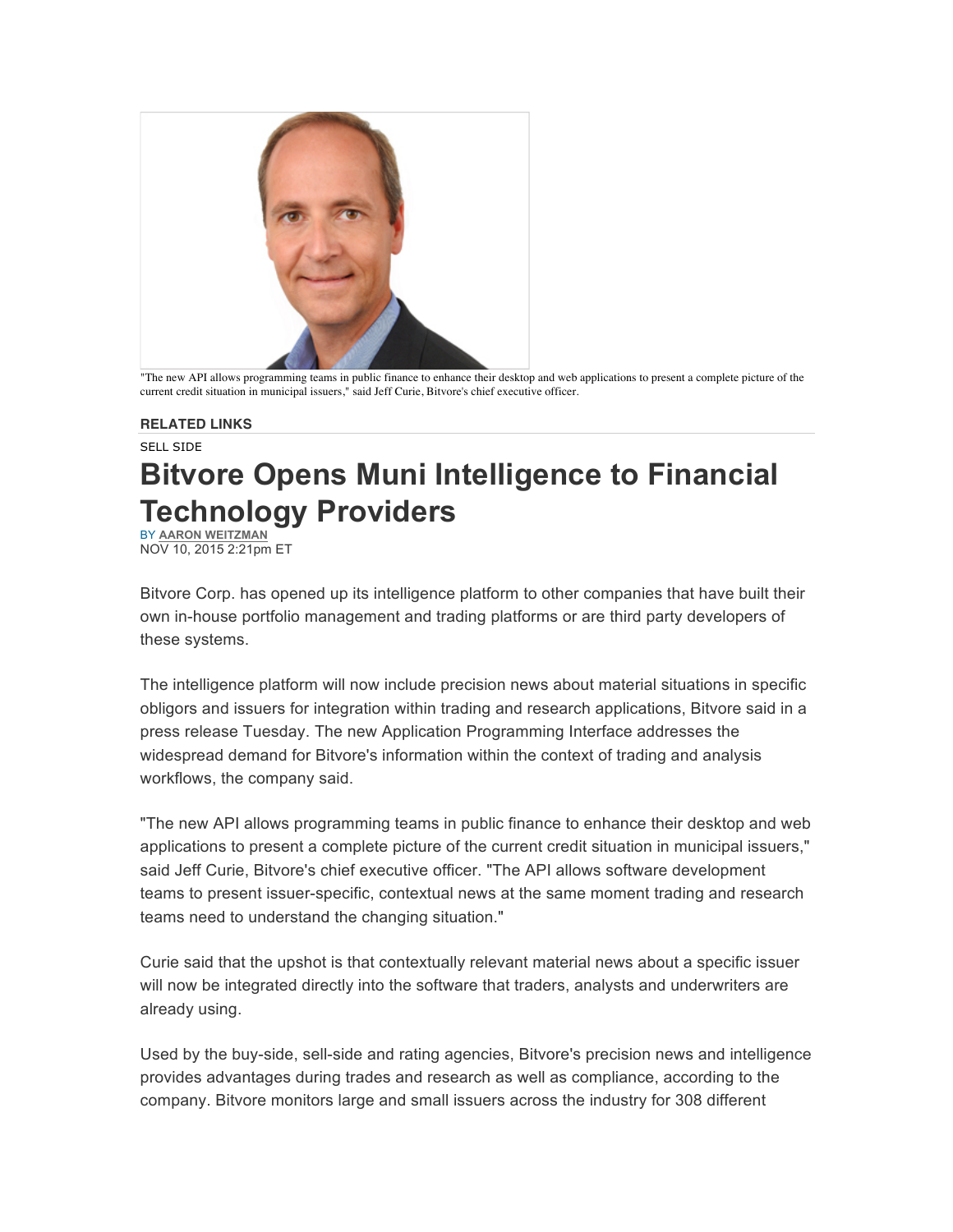"The new API allows programming teams in public finance to enhance their desktop and web applications to present a complete picture of the current credit situation in municipal issuers," said Jeff Curie, Bitvore's chief executive officer.

**RELATED LINKS**

SELL SIDE

# Bitvore Opens Muni Intelligence to Financial Technology Providers

BY **AARON WEITZMAN**
NOV 10, 2015 2:21pm ET

Bitvore Corp. has opened up its intelligence platform to other companies that have built their own in-house portfolio management and trading platforms or are third party developers of these systems.

The intelligence platform will now include precision news about material situations in specific obligors and issuers for integration within trading and research applications, Bitvore said in a press release Tuesday. The new Application Programming Interface addresses the widespread demand for Bitvore's information within the context of trading and analysis workflows, the company said.

"The new API allows programming teams in public finance to enhance their desktop and web applications to present a complete picture of the current credit situation in municipal issuers," said Jeff Curie, Bitvore's chief executive officer. "The API allows software development teams to present issuer-specific, contextual news at the same moment trading and research teams need to understand the changing situation."

Curie said that the upshot is that contextually relevant material news about a specific issuer will now be integrated directly into the software that traders, analysts and underwriters are already using.

Used by the buy-side, sell-side and rating agencies, Bitvore's precision news and intelligence provides advantages during trades and research as well as compliance, according to the company. Bitvore monitors large and small issuers across the industry for 308 different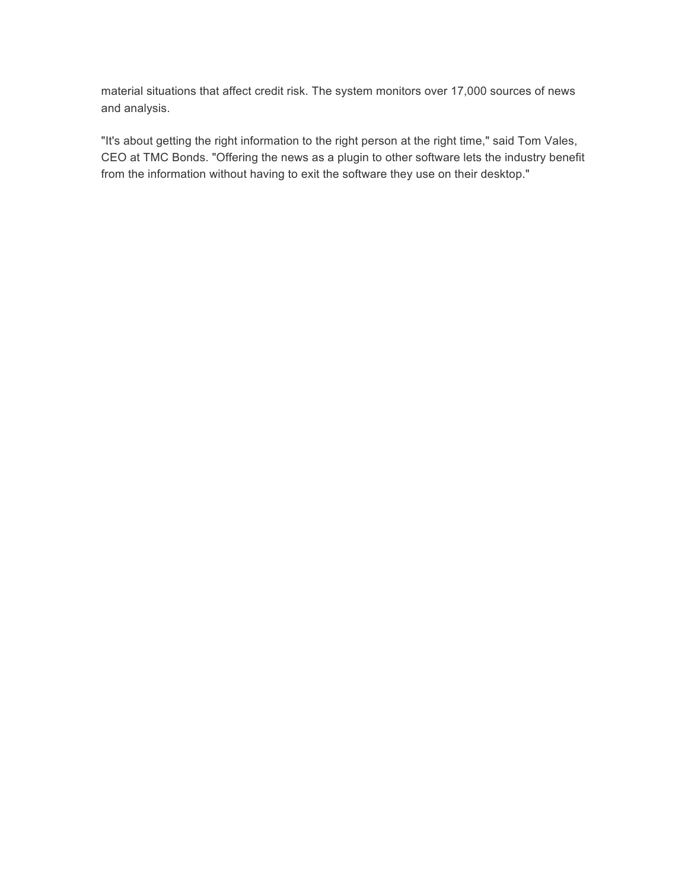material situations that affect credit risk. The system monitors over 17,000 sources of news and analysis.

"It's about getting the right information to the right person at the right time," said Tom Vales, CEO at TMC Bonds. "Offering the news as a plugin to other software lets the industry benefit from the information without having to exit the software they use on their desktop."